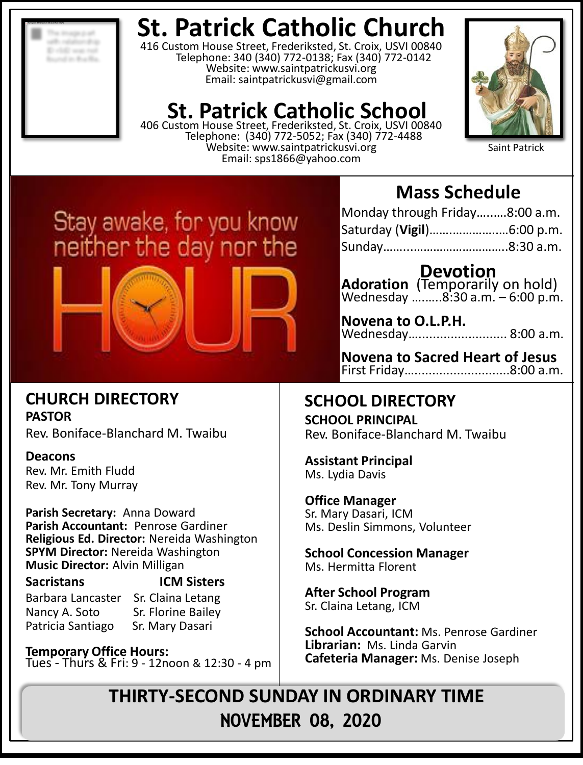# St. Patrick Catholic Church

416 Custom House Street, Frederiksted, St. Croix, USVI 00840
Telephone: 340 (340) 772-0138; Fax (340) 772-0142
Website: www.saintpatrickusvi.org
Email: saintpatrickusvi@gmail.com

# St. Patrick Catholic School

406 Custom House Street, Frederiksted, St. Croix, USVI 00840
Telephone: (340) 772-5052; Fax (340) 772-4488
Website: www.saintpatrickusvi.org
Email: sps1866@yahoo.com

Saint Patrick

Stay awake, for you know neither the day nor the HOUR

## Mass Schedule

Monday through Friday……..8:00 a.m.
Saturday (**Vigil**)……………………6:00 p.m.
Sunday……..…………………………..8:30 a.m.

## Devotion

**Adoration** (Temporarily on hold)
Wednesday ……..8:30 a.m. – 6:00 p.m.

**Novena to O.L.P.H.**
Wednesday……………………….. 8:00 a.m.

**Novena to Sacred Heart of Jesus**
First Friday………………………..8:00 a.m.

## CHURCH DIRECTORY

**PASTOR**
Rev. Boniface-Blanchard M. Twaibu

**Deacons**
Rev. Mr. Emith Fludd
Rev. Mr. Tony Murray

**Parish Secretary:** Anna Doward
**Parish Accountant:** Penrose Gardiner
**Religious Ed. Director:** Nereida Washington
**SPYM Director:** Nereida Washington
**Music Director:** Alvin Milligan

| **Sacristans** | **ICM Sisters** |
|---|---|
| Barbara Lancaster | Sr. Claina Letang |
| Nancy A. Soto | Sr. Florine Bailey |
| Patricia Santiago | Sr. Mary Dasari |

**Temporary Office Hours:**
Tues - Thurs & Fri: 9 - 12noon & 12:30 - 4 pm

## SCHOOL DIRECTORY

**SCHOOL PRINCIPAL**
Rev. Boniface-Blanchard M. Twaibu

**Assistant Principal**
Ms. Lydia Davis

**Office Manager**
Sr. Mary Dasari, ICM
Ms. Deslin Simmons, Volunteer

**School Concession Manager**
Ms. Hermitta Florent

**After School Program**
Sr. Claina Letang, ICM

**School Accountant:** Ms. Penrose Gardiner
**Librarian:** Ms. Linda Garvin
**Cafeteria Manager:** Ms. Denise Joseph

## THIRTY-SECOND SUNDAY IN ORDINARY TIME

## NOVEMBER 08, 2020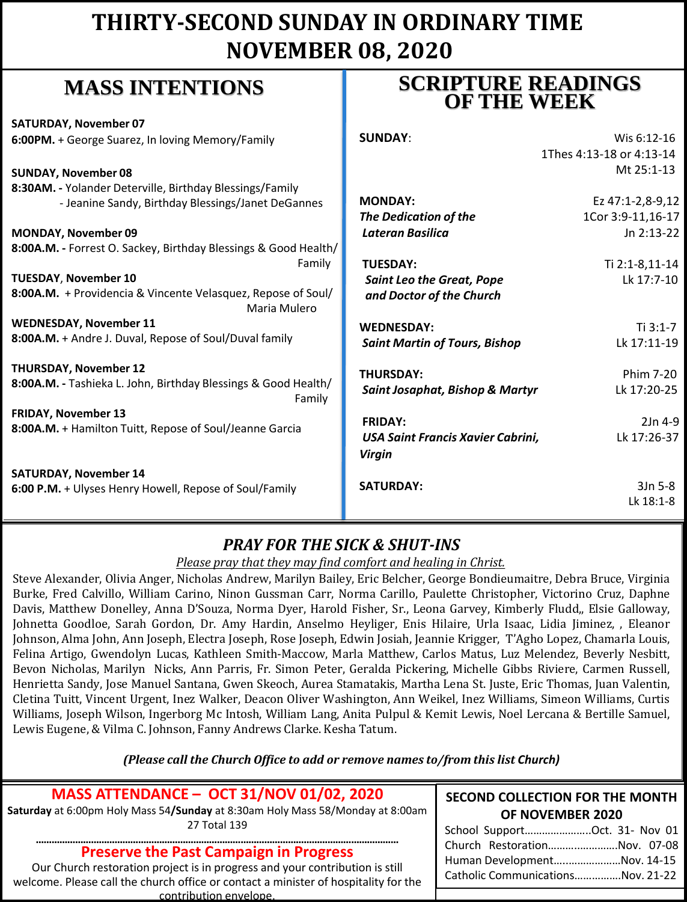# THIRTY-SECOND SUNDAY IN ORDINARY TIME
# NOVEMBER 08, 2020

## MASS INTENTIONS

**SATURDAY, November 07**
**6:00PM.** + George Suarez, In loving Memory/Family

**SUNDAY, November 08**
**8:30AM. -** Yolander Deterville, Birthday Blessings/Family
- Jeanine Sandy, Birthday Blessings/Janet DeGannes

**MONDAY, November 09**
**8:00A.M. -** Forrest O. Sackey, Birthday Blessings & Good Health/ Family

**TUESDAY**, **November 10**
**8:00A.M.** + Providencia & Vincente Velasquez, Repose of Soul/ Maria Mulero

**WEDNESDAY, November 11**
**8:00A.M.** + Andre J. Duval, Repose of Soul/Duval family

**THURSDAY, November 12**
**8:00A.M. -** Tashieka L. John, Birthday Blessings & Good Health/ Family

**FRIDAY, November 13**
**8:00A.M.** + Hamilton Tuitt, Repose of Soul/Jeanne Garcia

**SATURDAY, November 14**
**6:00 P.M.** + Ulyses Henry Howell, Repose of Soul/Family

## SCRIPTURE READINGS OF THE WEEK

**SUNDAY**: Wis 6:12-16; 1Thes 4:13-18 or 4:13-14; Mt 25:1-13

**MONDAY:** ***The Dedication of the Lateran Basilica*** — Ez 47:1-2,8-9,12; 1Cor 3:9-11,16-17; Jn 2:13-22

**TUESDAY:** ***Saint Leo the Great, Pope and Doctor of the Church*** — Ti 2:1-8,11-14; Lk 17:7-10

**WEDNESDAY:** ***Saint Martin of Tours, Bishop*** — Ti 3:1-7; Lk 17:11-19

**THURSDAY:** ***Saint Josaphat, Bishop & Martyr*** — Phim 7-20; Lk 17:20-25

**FRIDAY:** ***USA Saint Francis Xavier Cabrini, Virgin*** — 2Jn 4-9; Lk 17:26-37

**SATURDAY:** 3Jn 5-8; Lk 18:1-8

## *PRAY FOR THE SICK & SHUT-INS*

*Please pray that they may find comfort and healing in Christ.*

Steve Alexander, Olivia Anger, Nicholas Andrew, Marilyn Bailey, Eric Belcher, George Bondieumaitre, Debra Bruce, Virginia Burke, Fred Calvillo, William Carino, Ninon Gussman Carr, Norma Carillo, Paulette Christopher, Victorino Cruz, Daphne Davis, Matthew Donelley, Anna D'Souza, Norma Dyer, Harold Fisher, Sr., Leona Garvey, Kimberly Fludd,, Elsie Galloway, Johnetta Goodloe, Sarah Gordon, Dr. Amy Hardin, Anselmo Heyliger, Enis Hilaire, Urla Isaac, Lidia Jiminez, , Eleanor Johnson, Alma John, Ann Joseph, Electra Joseph, Rose Joseph, Edwin Josiah, Jeannie Krigger, T'Agho Lopez, Chamarla Louis, Felina Artigo, Gwendolyn Lucas, Kathleen Smith-Maccow, Marla Matthew, Carlos Matus, Luz Melendez, Beverly Nesbitt, Bevon Nicholas, Marilyn Nicks, Ann Parris, Fr. Simon Peter, Geralda Pickering, Michelle Gibbs Riviere, Carmen Russell, Henrietta Sandy, Jose Manuel Santana, Gwen Skeoch, Aurea Stamatakis, Martha Lena St. Juste, Eric Thomas, Juan Valentin, Cletina Tuitt, Vincent Urgent, Inez Walker, Deacon Oliver Washington, Ann Weikel, Inez Williams, Simeon Williams, Curtis Williams, Joseph Wilson, Ingerborg Mc Intosh, William Lang, Anita Pulpul & Kemit Lewis, Noel Lercana & Bertille Samuel, Lewis Eugene, & Vilma C. Johnson, Fanny Andrews Clarke. Kesha Tatum.

***(Please call the Church Office to add or remove names to/from this list Church)***

## MASS ATTENDANCE – OCT 31/NOV 01/02, 2020

**Saturday** at 6:00pm Holy Mass 54**/Sunday** at 8:30am Holy Mass 58/Monday at 8:00am 27 Total 139

## Preserve the Past Campaign in Progress

Our Church restoration project is in progress and your contribution is still welcome. Please call the church office or contact a minister of hospitality for the contribution envelope.

## SECOND COLLECTION FOR THE MONTH OF NOVEMBER 2020

- School Support…………………..Oct. 31- Nov 01
- Church Restoration……………………Nov. 07-08
- Human Development…………………..Nov. 14-15
- Catholic Communications…………….Nov. 21-22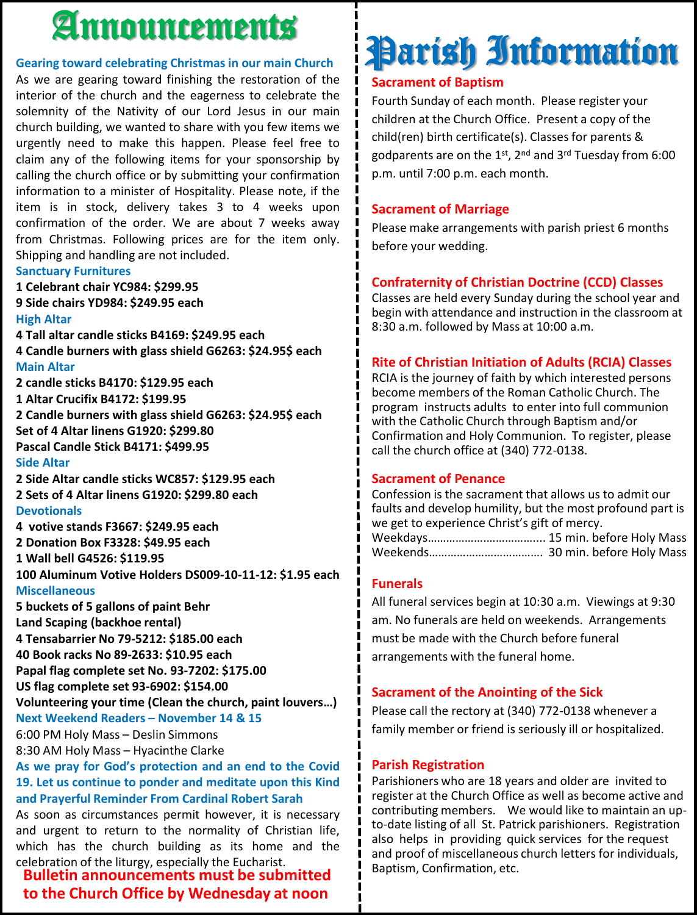# Announcements

**Gearing toward celebrating Christmas in our main Church**

As we are gearing toward finishing the restoration of the interior of the church and the eagerness to celebrate the solemnity of the Nativity of our Lord Jesus in our main church building, we wanted to share with you few items we urgently need to make this happen. Please feel free to claim any of the following items for your sponsorship by calling the church office or by submitting your confirmation information to a minister of Hospitality. Please note, if the item is in stock, delivery takes 3 to 4 weeks upon confirmation of the order. We are about 7 weeks away from Christmas. Following prices are for the item only. Shipping and handling are not included.

**Sanctuary Furnitures**

**1 Celebrant chair YC984: $299.95**
**9 Side chairs YD984: $249.95 each**

**High Altar**

**4 Tall altar candle sticks B4169: $249.95 each**
**4 Candle burners with glass shield G6263: $24.95$ each**

**Main Altar**

**2 candle sticks B4170: $129.95 each**
**1 Altar Crucifix B4172: $199.95**
**2 Candle burners with glass shield G6263: $24.95$ each**
**Set of 4 Altar linens G1920: $299.80**
**Pascal Candle Stick B4171: $499.95**

**Side Altar**

**2 Side Altar candle sticks WC857: $129.95 each**
**2 Sets of 4 Altar linens G1920: $299.80 each**

**Devotionals**

**4 votive stands F3667: $249.95 each**
**2 Donation Box F3328: $49.95 each**
**1 Wall bell G4526: $119.95**
**100 Aluminum Votive Holders DS009-10-11-12: $1.95 each**

**Miscellaneous**

**5 buckets of 5 gallons of paint Behr**
**Land Scaping (backhoe rental)**
**4 Tensabarrier No 79-5212: $185.00 each**
**40 Book racks No 89-2633: $10.95 each**
**Papal flag complete set No. 93-7202: $175.00**
**US flag complete set 93-6902: $154.00**
**Volunteering your time (Clean the church, paint louvers…)**

**Next Weekend Readers – November 14 & 15**

6:00 PM Holy Mass – Deslin Simmons
8:30 AM Holy Mass – Hyacinthe Clarke

**As we pray for God's protection and an end to the Covid 19. Let us continue to ponder and meditate upon this Kind and Prayerful Reminder From Cardinal Robert Sarah**

As soon as circumstances permit however, it is necessary and urgent to return to the normality of Christian life, which has the church building as its home and the celebration of the liturgy, especially the Eucharist.

**Bulletin announcements must be submitted to the Church Office by Wednesday at noon**

# Parish Information

## Sacrament of Baptism

Fourth Sunday of each month. Please register your children at the Church Office. Present a copy of the child(ren) birth certificate(s). Classes for parents & godparents are on the 1st, 2nd and 3rd Tuesday from 6:00 p.m. until 7:00 p.m. each month.

## Sacrament of Marriage

Please make arrangements with parish priest 6 months before your wedding.

## Confraternity of Christian Doctrine (CCD) Classes

Classes are held every Sunday during the school year and begin with attendance and instruction in the classroom at 8:30 a.m. followed by Mass at 10:00 a.m.

## Rite of Christian Initiation of Adults (RCIA) Classes

RCIA is the journey of faith by which interested persons become members of the Roman Catholic Church. The program instructs adults to enter into full communion with the Catholic Church through Baptism and/or Confirmation and Holy Communion. To register, please call the church office at (340) 772-0138.

## Sacrament of Penance

Confession is the sacrament that allows us to admit our faults and develop humility, but the most profound part is we get to experience Christ's gift of mercy.

Weekdays…………………………….... 15 min. before Holy Mass
Weekends………………………………. 30 min. before Holy Mass

## Funerals

All funeral services begin at 10:30 a.m. Viewings at 9:30 am. No funerals are held on weekends. Arrangements must be made with the Church before funeral arrangements with the funeral home.

## Sacrament of the Anointing of the Sick

Please call the rectory at (340) 772-0138 whenever a family member or friend is seriously ill or hospitalized.

## Parish Registration

Parishioners who are 18 years and older are invited to register at the Church Office as well as become active and contributing members. We would like to maintain an up-to-date listing of all St. Patrick parishioners. Registration also helps in providing quick services for the request and proof of miscellaneous church letters for individuals, Baptism, Confirmation, etc.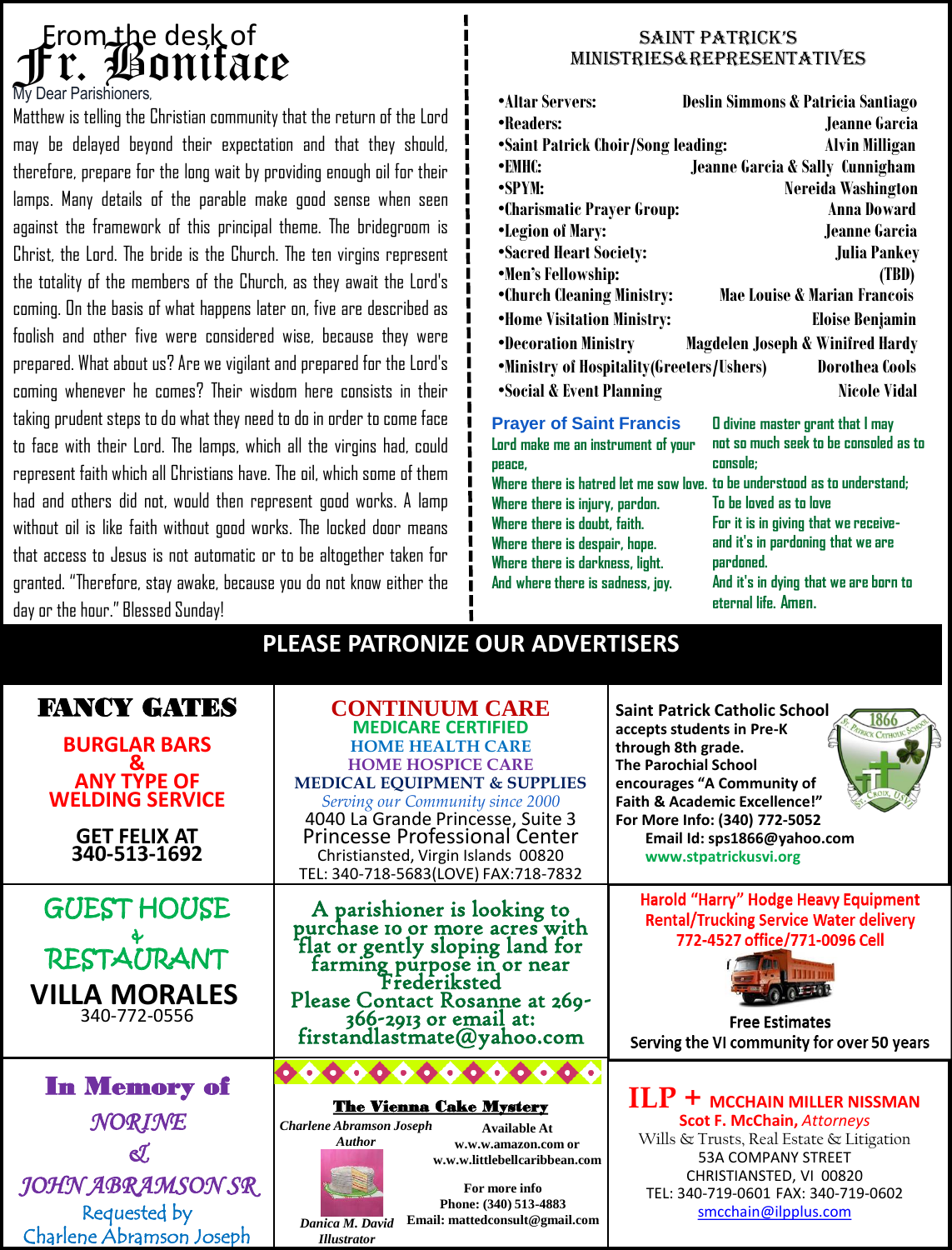# From the desk of Fr. Boniface

My Dear Parishioners,

Matthew is telling the Christian community that the return of the Lord may be delayed beyond their expectation and that they should, therefore, prepare for the long wait by providing enough oil for their lamps. Many details of the parable make good sense when seen against the framework of this principal theme. The bridegroom is Christ, the Lord. The bride is the Church. The ten virgins represent the totality of the members of the Church, as they await the Lord's coming. On the basis of what happens later on, five are described as foolish and other five were considered wise, because they were prepared. What about us? Are we vigilant and prepared for the Lord's coming whenever he comes? Their wisdom here consists in their taking prudent steps to do what they need to do in order to come face to face with their Lord. The lamps, which all the virgins had, could represent faith which all Christians have. The oil, which some of them had and others did not, would then represent good works. A lamp without oil is like faith without good works. The locked door means that access to Jesus is not automatic or to be altogether taken for granted. "Therefore, stay awake, because you do not know either the day or the hour." Blessed Sunday!

## SAINT PATRICK'S MINISTRIES&REPRESENTATIVES

- **Altar Servers:** Deslin Simmons & Patricia Santiago
- **Readers:** Jeanne Garcia
- **Saint Patrick Choir/Song leading:** Alvin Milligan
- **EMHC:** Jeanne Garcia & Sally Cunnigham
- **SPYM:** Nereida Washington
- **Charismatic Prayer Group:** Anna Doward
- **Legion of Mary:** Jeanne Garcia
- **Sacred Heart Society:** Julia Pankey
- **Men's Fellowship:** (TBD)
- **Church Cleaning Ministry:** Mae Louise & Marian Francois
- **Home Visitation Ministry:** Eloise Benjamin
- **Decoration Ministry** Magdelen Joseph & Winifred Hardy
- **Ministry of Hospitality(Greeters/Ushers)** Dorothea Cools
- **Social & Event Planning** Nicole Vidal

### Prayer of Saint Francis

Lord make me an instrument of your peace,
Where there is hatred let me sow love.
Where there is injury, pardon.
Where there is doubt, faith.
Where there is despair, hope.
Where there is darkness, light.
And where there is sadness, joy.
O divine master grant that I may not so much seek to be consoled as to console;
to be understood as to understand;
To be loved as to love
For it is in giving that we receive-
and it's in pardoning that we are pardoned.
And it's in dying that we are born to eternal life. Amen.

## PLEASE PATRONIZE OUR ADVERTISERS

**FANCY GATES**
BURGLAR BARS & ANY TYPE OF WELDING SERVICE
GET FELIX AT 340-513-1692

**CONTINUUM CARE**
MEDICARE CERTIFIED
HOME HEALTH CARE
HOME HOSPICE CARE
MEDICAL EQUIPMENT & SUPPLIES
*Serving our Community since 2000*
4040 La Grande Princesse, Suite 3
Princesse Professional Center
Christiansted, Virgin Islands 00820
TEL: 340-718-5683(LOVE) FAX:718-7832

**Saint Patrick Catholic School** accepts students in Pre-K through 8th grade.
The Parochial School encourages "A Community of Faith & Academic Excellence!"
For More Info: (340) 772-5052
Email Id: sps1866@yahoo.com
www.stpatrickusvi.org

**GUEST HOUSE & RESTAURANT**
**VILLA MORALES**
340-772-0556

A parishioner is looking to purchase 10 or more acres with flat or gently sloping land for farming purpose in or near Frederiksted
Please Contact Rosanne at 269-366-2913 or email at: firstandlastmate@yahoo.com

**Harold "Harry" Hodge Heavy Equipment Rental/Trucking Service Water delivery**
772-4527 office/771-0096 Cell
Free Estimates
Serving the VI community for over 50 years

**In Memory of**
*NORINE & JOHN ABRAMSON SR.*
Requested by Charlene Abramson Joseph

**The Vienna Cake Mystery**
*Charlene Abramson Joseph* Author
*Danica M. David* Illustrator
Available At w.w.w.amazon.com or w.w.w.littlebellcaribbean.com
For more info
Phone: (340) 513-4883
Email: mattedconsult@gmail.com

**ILP + MCCHAIN MILLER NISSMAN**
Scot F. McChain, *Attorneys*
Wills & Trusts, Real Estate & Litigation
53A COMPANY STREET
CHRISTIANSTED, VI 00820
TEL: 340-719-0601 FAX: 340-719-0602
smcchain@ilpplus.com